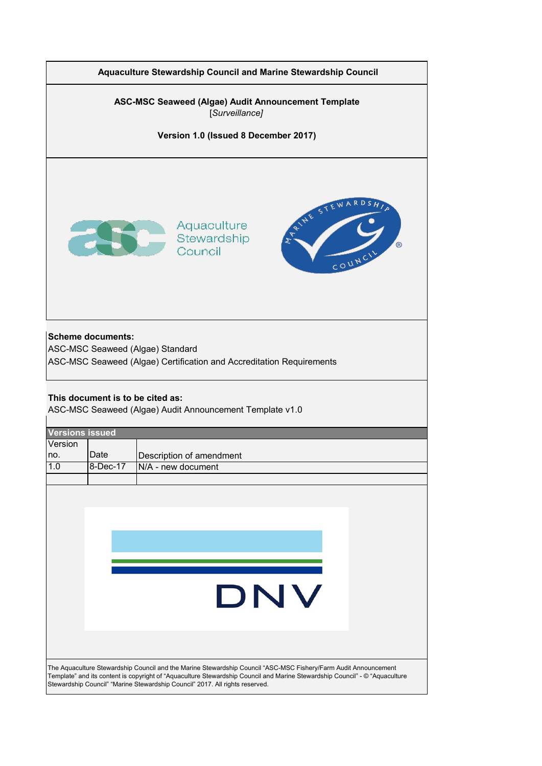**Aquaculture Stewardship Council and Marine Stewardship Council**

**ASC-MSC Seaweed (Algae) Audit Announcement Template**
[*Surveillance]*

**Version 1.0 (Issued 8 December 2017)**

**Scheme documents:**
ASC-MSC Seaweed (Algae) Standard
ASC-MSC Seaweed (Algae) Certification and Accreditation Requirements

**This document is to be cited as:**
ASC-MSC Seaweed (Algae) Audit Announcement Template v1.0

**Versions issued**

| Version no. | Date | Description of amendment |
|---|---|---|
| 1.0 | 8-Dec-17 | N/A - new document |
| | | |

The Aquaculture Stewardship Council and the Marine Stewardship Council "ASC-MSC Fishery/Farm Audit Announcement Template" and its content is copyright of "Aquaculture Stewardship Council and Marine Stewardship Council" - © "Aquaculture Stewardship Council" "Marine Stewardship Council" 2017. All rights reserved.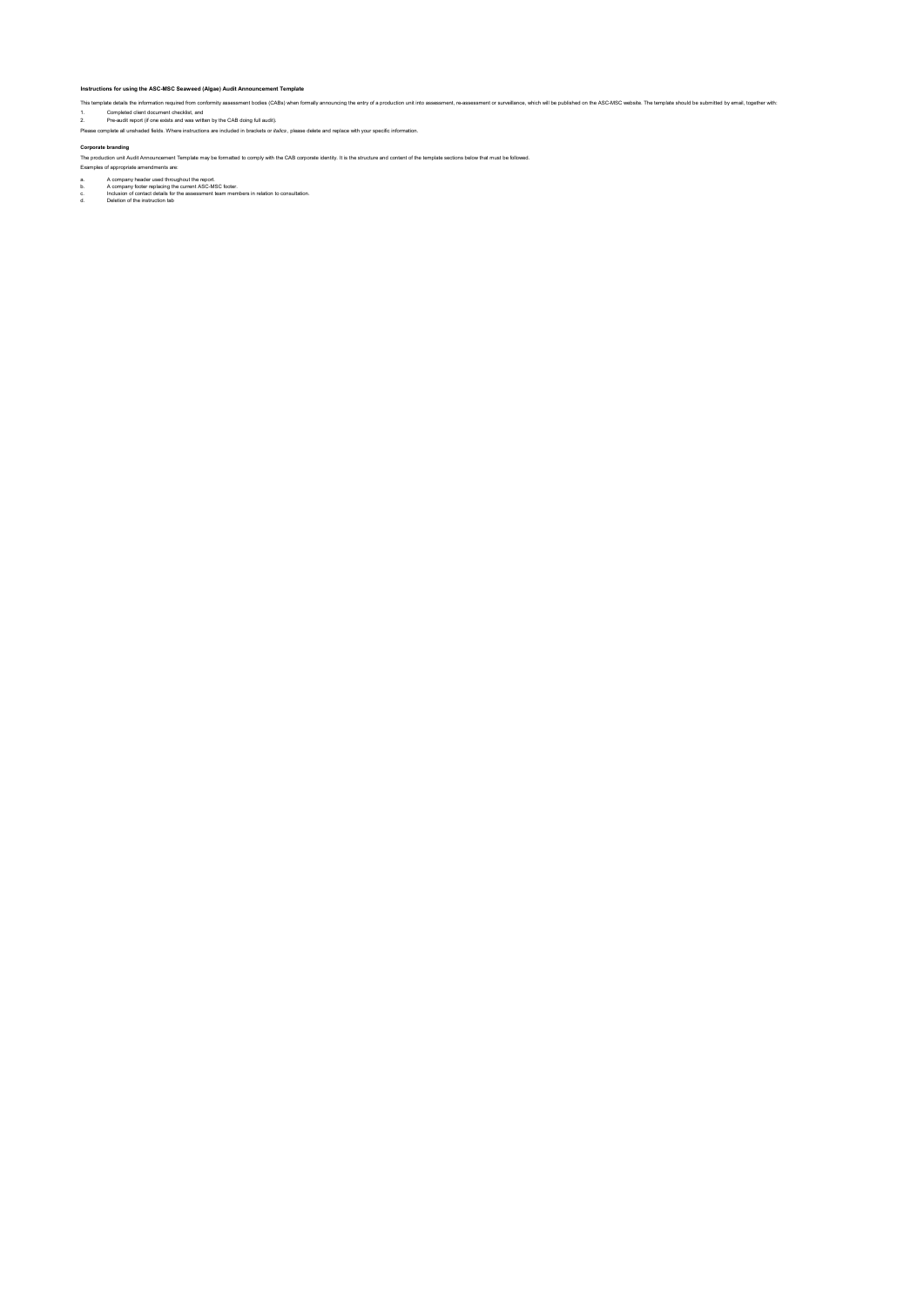**Instructions for using the ASC-MSC Seaweed (Algae) Audit Announcement Template**

This template details the information required from conformity assessment bodies (CABs) when formally announcing the entry of a production unit into assessment, re-assessment or surveillance, which will be published on the ASC-MSC website. The template should be submitted by email, together with:

1. Completed client document checklist, and
2. Pre-audit report (if one exists and was written by the CAB doing full audit).

Please complete all unshaded fields. Where instructions are included in brackets or *italics*, please delete and replace with your specific information.

**Corporate branding**

The production unit Audit Announcement Template may be formatted to comply with the CAB corporate identity. It is the structure and content of the template sections below that must be followed.

Examples of appropriate amendments are:

a. A company header used throughout the report.
b. A company footer replacing the current ASC-MSC footer.
c. Inclusion of contact details for the assessment team members in relation to consultation.
d. Deletion of the instruction tab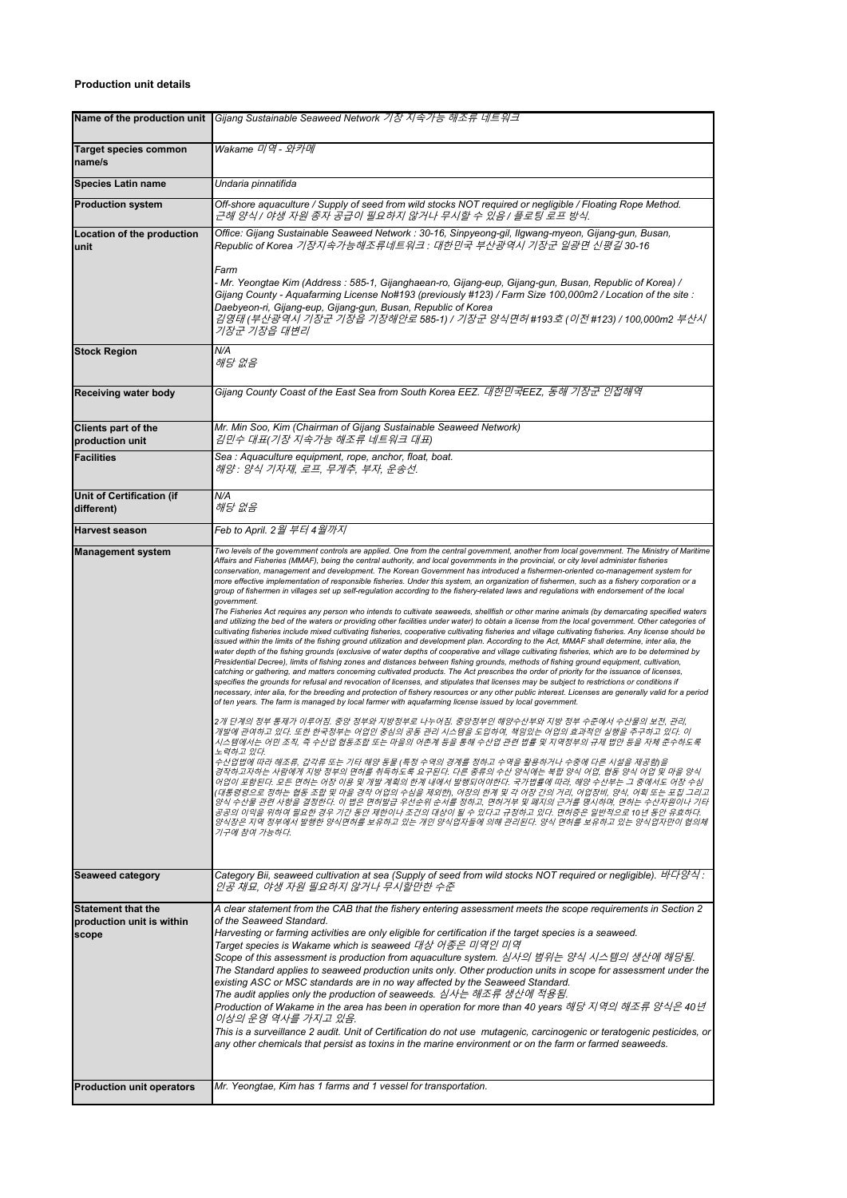**Production unit details**

| | |
|---|---|
| **Name of the production unit** | *Gijang Sustainable Seaweed Network 기장 지속가능 해조류 네트워크* |
| **Target species common name/s** | *Wakame 미역 - 와카메* |
| **Species Latin name** | *Undaria pinnatifida* |
| **Production system** | *Off-shore aquaculture / Supply of seed from wild stocks NOT required or negligible / Floating Rope Method. 근해 양식 / 야생 자원 종자 공급이 필요하지 않거나 무시할 수 있음 / 플로팅 로프 방식.* |
| **Location of the production unit** | *Office: Gijang Sustainable Seaweed Network : 30-16, Sinpyeong-gil, Ilgwang-myeon, Gijang-gun, Busan, Republic of Korea 기장지속가능해조류네트워크 : 대한민국 부산광역시 기장군 일광면 신평길 30-16*<br><br>*Farm*<br>*- Mr. Yeongtae Kim (Address : 585-1, Gijanghaean-ro, Gijang-eup, Gijang-gun, Busan, Republic of Korea) / Gijang County - Aquafarming License No#193 (previously #123) / Farm Size 100,000m2 / Location of the site : Daebyeon-ri, Gijang-eup, Gijang-gun, Busan, Republic of Korea*<br>*김영태 (부산광역시 기장군 기장읍 기장해안로 585-1) / 기장군 양식면허 #193호 (이전 #123) / 100,000m2 부산시 기장군 기장읍 대변리* |
| **Stock Region** | *N/A*<br>*해당 없음* |
| **Receiving water body** | *Gijang County Coast of the East Sea from South Korea EEZ. 대한민국EEZ, 동해 기장군 인접해역* |
| **Clients part of the production unit** | *Mr. Min Soo, Kim (Chairman of Gijang Sustainable Seaweed Network)*<br>*김민수 대표(기장 지속가능 해조류 네트워크 대표)* |
| **Facilities** | *Sea : Aquaculture equipment, rope, anchor, float, boat.*<br>*해양 : 양식 기자재, 로프, 무게추, 부자, 운송선.* |
| **Unit of Certification (if different)** | *N/A*<br>*해당 없음* |
| **Harvest season** | *Feb to April. 2월 부터 4월까지* |
| **Management system** | *Two levels of the government controls are applied. One from the central government, another from local government. The Ministry of Maritime Affairs and Fisheries (MMAF), being the central authority, and local governments in the provincial, or city level administer fisheries conservation, management and development. The Korean Government has introduced a fishermen-oriented co-management system for more effective implementation of responsible fisheries. Under this system, an organization of fishermen, such as a fishery corporation or a group of fishermen in villages set up self-regulation according to the fishery-related laws and regulations with endorsement of the local government.*<br>*The Fisheries Act requires any person who intends to cultivate seaweeds, shellfish or other marine animals (by demarcating specified waters and utilizing the bed of the waters or providing other facilities under water) to obtain a license from the local government. Other categories of cultivating fisheries include mixed cultivating fisheries, cooperative cultivating fisheries and village cultivating fisheries. Any license should be issued within the limits of the fishing ground utilization and development plan. According to the Act, MMAF shall determine, inter alia, the water depth of the fishing grounds (exclusive of water depths of cooperative and village cultivating fisheries, which are to be determined by Presidential Decree), limits of fishing zones and distances between fishing grounds, methods of fishing ground equipment, cultivation, catching or gathering, and matters concerning cultivated products. The Act prescribes the order of priority for the issuance of licenses, specifies the grounds for refusal and revocation of licenses, and stipulates that licenses may be subject to restrictions or conditions if necessary, inter alia, for the breeding and protection of fishery resources or any other public interest. Licenses are generally valid for a period of ten years. The farm is managed by local farmer with aquafarming license issued by local government.*<br><br>*2개 단계의 정부 통제가 이루어짐. 중앙 정부와 지방정부로 나누어짐. 중앙정부인 해양수산부와 지방 정부 수준에서 수산물의 보전, 관리, 개발에 관여하고 있다. 또한 한국정부는 어업인 중심의 공동 관리 시스템을 도입하여, 책임있는 어업의 효과적인 실행을 추구하고 있다. 이 시스템에서는 어민 조직, 즉 수산업 협동조합 또는 마을의 어촌계 등을 통해 수산업 관련 법률 및 지역정부의 규제 법안 등을 자체 준수하도록 노력하고 있다.*<br>*수산업법에 따라 해조류, 갑각류 또는 기타 해양 동물 (특정 수역의 경계를 정하고 수역을 활용하거나 수중에 다른 시설을 제공함)을 경작하고자하는 사람에게 지방 정부의 면허를 취득하도록 요구된다. 다른 종류의 수산 양식에는 복합 양식 어업, 협동 양식 어업 및 마을 양식 어업이 포함된다. 모든 면허는 어장 이용 및 개발 계획의 한계 내에서 발행되어야한다. 국가법률에 따라, 해양 수산부는 그 중에서도 어장 수심 (대통령령으로 정하는 협동 조합 및 마을 경작 어업의 수심을 제외한), 어장의 한계 및 각 어장 간의 거리, 어업장비, 양식, 어획 또는 포집 그리고 양식 수산물 관련 사항을 결정한다. 이 법은 면허발급 우선순위 순서를 정하고, 면허거부 및 폐지의 근거를 명시하며, 면허는 수산자원이나 기타 공공의 이익을 위하여 필요한 경우 기간 동안 제한이나 조건의 대상이 될 수 있다고 규정하고 있다. 면허증은 일반적으로 10년 동안 유효하다. 양식장은 지역 정부에서 발행한 양식면허를 보유하고 있는 개인 양식업자들에 의해 관리된다. 양식 면허를 보유하고 있는 양식업자만이 협의체 기구에 참여 가능하다.* |
| **Seaweed category** | *Category Bii, seaweed cultivation at sea (Supply of seed from wild stocks NOT required or negligible). 바다양식 : 인공 채묘, 야생 자원 필요하지 않거나 무시할만한 수준* |
| **Statement that the production unit is within scope** | *A clear statement from the CAB that the fishery entering assessment meets the scope requirements in Section 2 of the Seaweed Standard.*<br>*Harvesting or farming activities are only eligible for certification if the target species is a seaweed.*<br>*Target species is Wakame which is seaweed 대상 어종은 미역인 미역*<br>*Scope of this assessment is production from aquaculture system. 심사의 범위는 양식 시스템의 생산에 해당됨.*<br>*The Standard applies to seaweed production units only. Other production units in scope for assessment under the existing ASC or MSC standards are in no way affected by the Seaweed Standard.*<br>*The audit applies only the production of seaweeds. 심사는 해조류 생산에 적용됨.*<br>*Production of Wakame in the area has been in operation for more than 40 years 해당 지역의 해조류 양식은 40년 이상의 운영 역사를 가지고 있음.*<br>*This is a surveillance 2 audit. Unit of Certification do not use mutagenic, carcinogenic or teratogenic pesticides, or any other chemicals that persist as toxins in the marine environment or on the farm or farmed seaweeds.* |
| **Production unit operators** | *Mr. Yeongtae, Kim has 1 farms and 1 vessel for transportation.* |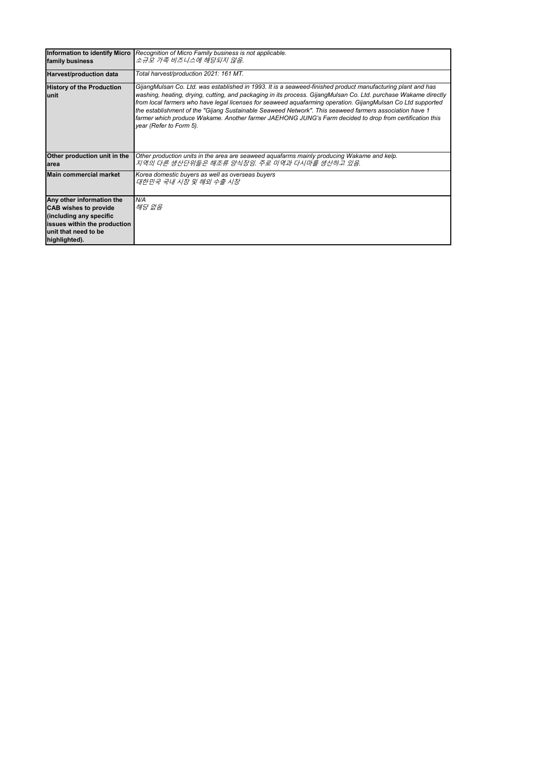| | |
|---|---|
| **Information to identify Micro family business** | *Recognition of Micro Family business is not applicable.*<br>*소규모 가족 비즈니스에 해당되지 않음.* |
| **Harvest/production data** | *Total harvest/production 2021: 161 MT.* |
| **History of the Production unit** | *GijangMulsan Co. Ltd. was established in 1993. It is a seaweed-finished product manufacturing plant and has washing, heating, drying, cutting, and packaging in its process. GijangMulsan Co. Ltd. purchase Wakame directly from local farmers who have legal licenses for seaweed aquafarming operation. GijangMulsan Co Ltd supported the establishment of the "Gijang Sustainable Seaweed Network". This seaweed farmers association have 1 farmer which produce Wakame. Another farmer JAEHONG JUNG's Farm decided to drop from certification this year (Refer to Form 5).* |
| **Other production unit in the area** | *Other production units in the area are seaweed aquafarms mainly producing Wakame and kelp.*<br>*지역의 다른 생산단위들은 해조류 양식장임. 주로 미역과 다시마를 생산하고 있음.* |
| **Main commercial market** | *Korea domestic buyers as well as overseas buyers*<br>*대한민국 국내 시장 및 해외 수출 시장* |
| **Any other information the CAB wishes to provide (including any specific issues within the production unit that need to be highlighted).** | *N/A*<br>*해당 없음* |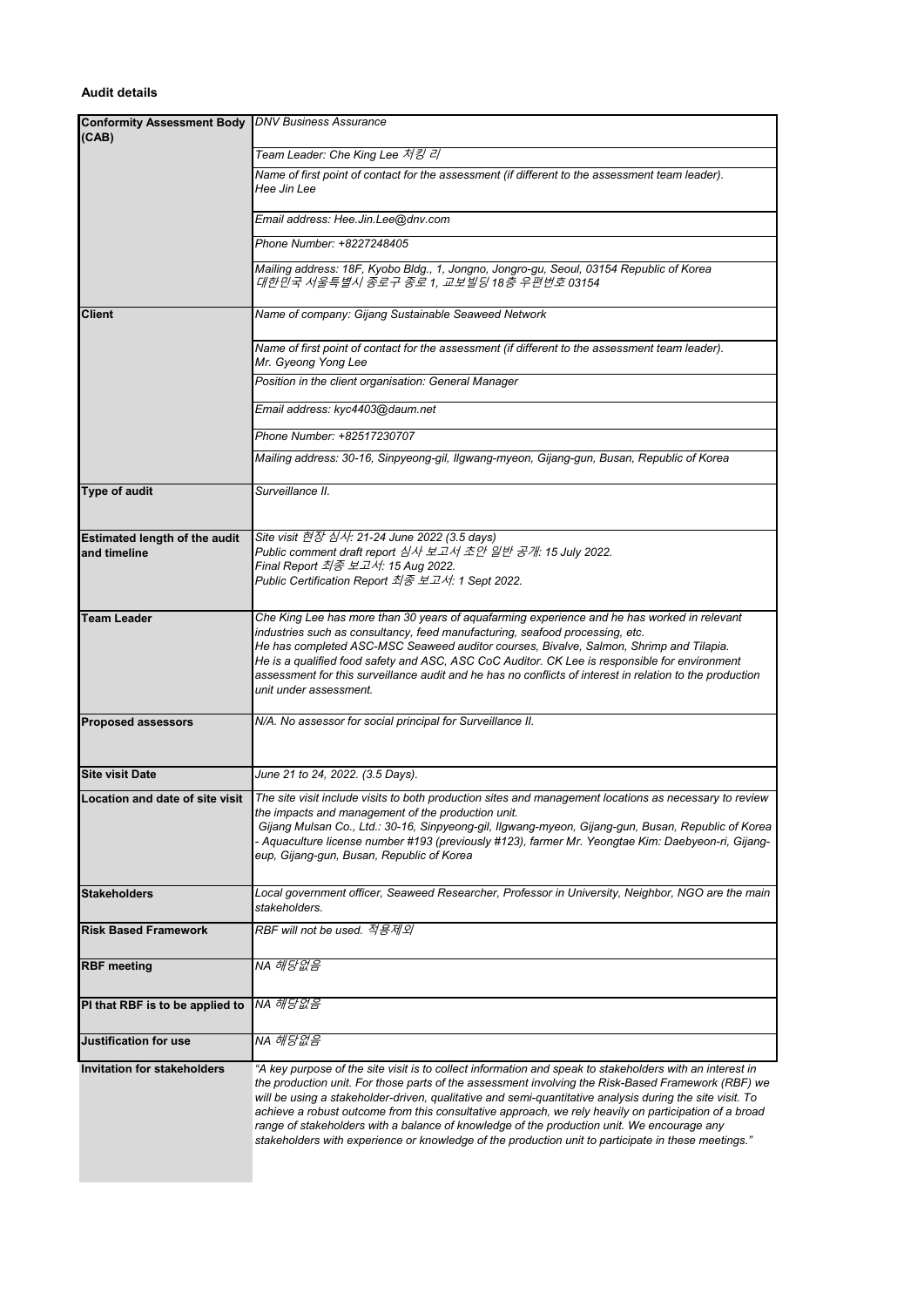**Audit details**

| | |
|---|---|
| **Conformity Assessment Body (CAB)** | *DNV Business Assurance* |
| | *Team Leader: Che King Lee 처킹 리* |
| | *Name of first point of contact for the assessment (if different to the assessment team leader). Hee Jin Lee* |
| | *Email address: Hee.Jin.Lee@dnv.com* |
| | *Phone Number: +8227248405* |
| | *Mailing address: 18F, Kyobo Bldg., 1, Jongno, Jongro-gu, Seoul, 03154 Republic of Korea 대한민국 서울특별시 종로구 종로 1, 교보빌딩 18층 우편번호 03154* |
| **Client** | *Name of company: Gijang Sustainable Seaweed Network* |
| | *Name of first point of contact for the assessment (if different to the assessment team leader). Mr. Gyeong Yong Lee* |
| | *Position in the client organisation: General Manager* |
| | *Email address: kyc4403@daum.net* |
| | *Phone Number: +82517230707* |
| | *Mailing address: 30-16, Sinpyeong-gil, Ilgwang-myeon, Gijang-gun, Busan, Republic of Korea* |
| **Type of audit** | *Surveillance II.* |
| **Estimated length of the audit and timeline** | *Site visit 현장 심사: 21-24 June 2022 (3.5 days)*<br>*Public comment draft report 심사 보고서 초안 일반 공개: 15 July 2022.*<br>*Final Report 최종 보고서: 15 Aug 2022.*<br>*Public Certification Report 최종 보고서: 1 Sept 2022.* |
| **Team Leader** | *Che King Lee has more than 30 years of aquafarming experience and he has worked in relevant industries such as consultancy, feed manufacturing, seafood processing, etc.*<br>*He has completed ASC-MSC Seaweed auditor courses, Bivalve, Salmon, Shrimp and Tilapia.*<br>*He is a qualified food safety and ASC, ASC CoC Auditor. CK Lee is responsible for environment assessment for this surveillance audit and he has no conflicts of interest in relation to the production unit under assessment.* |
| **Proposed assessors** | *N/A. No assessor for social principal for Surveillance II.* |
| **Site visit Date** | *June 21 to 24, 2022. (3.5 Days).* |
| **Location and date of site visit** | *The site visit include visits to both production sites and management locations as necessary to review the impacts and management of the production unit.*<br>*Gijang Mulsan Co., Ltd.: 30-16, Sinpyeong-gil, Ilgwang-myeon, Gijang-gun, Busan, Republic of Korea - Aquaculture license number #193 (previously #123), farmer Mr. Yeongtae Kim: Daebyeon-ri, Gijang-eup, Gijang-gun, Busan, Republic of Korea* |
| **Stakeholders** | *Local government officer, Seaweed Researcher, Professor in University, Neighbor, NGO are the main stakeholders.* |
| **Risk Based Framework** | *RBF will not be used. 적용제외* |
| **RBF meeting** | *NA 해당없음* |
| **PI that RBF is to be applied to** | *NA 해당없음* |
| **Justification for use** | *NA 해당없음* |
| **Invitation for stakeholders** | *"A key purpose of the site visit is to collect information and speak to stakeholders with an interest in the production unit. For those parts of the assessment involving the Risk-Based Framework (RBF) we will be using a stakeholder-driven, qualitative and semi-quantitative analysis during the site visit. To achieve a robust outcome from this consultative approach, we rely heavily on participation of a broad range of stakeholders with a balance of knowledge of the production unit. We encourage any stakeholders with experience or knowledge of the production unit to participate in these meetings."* |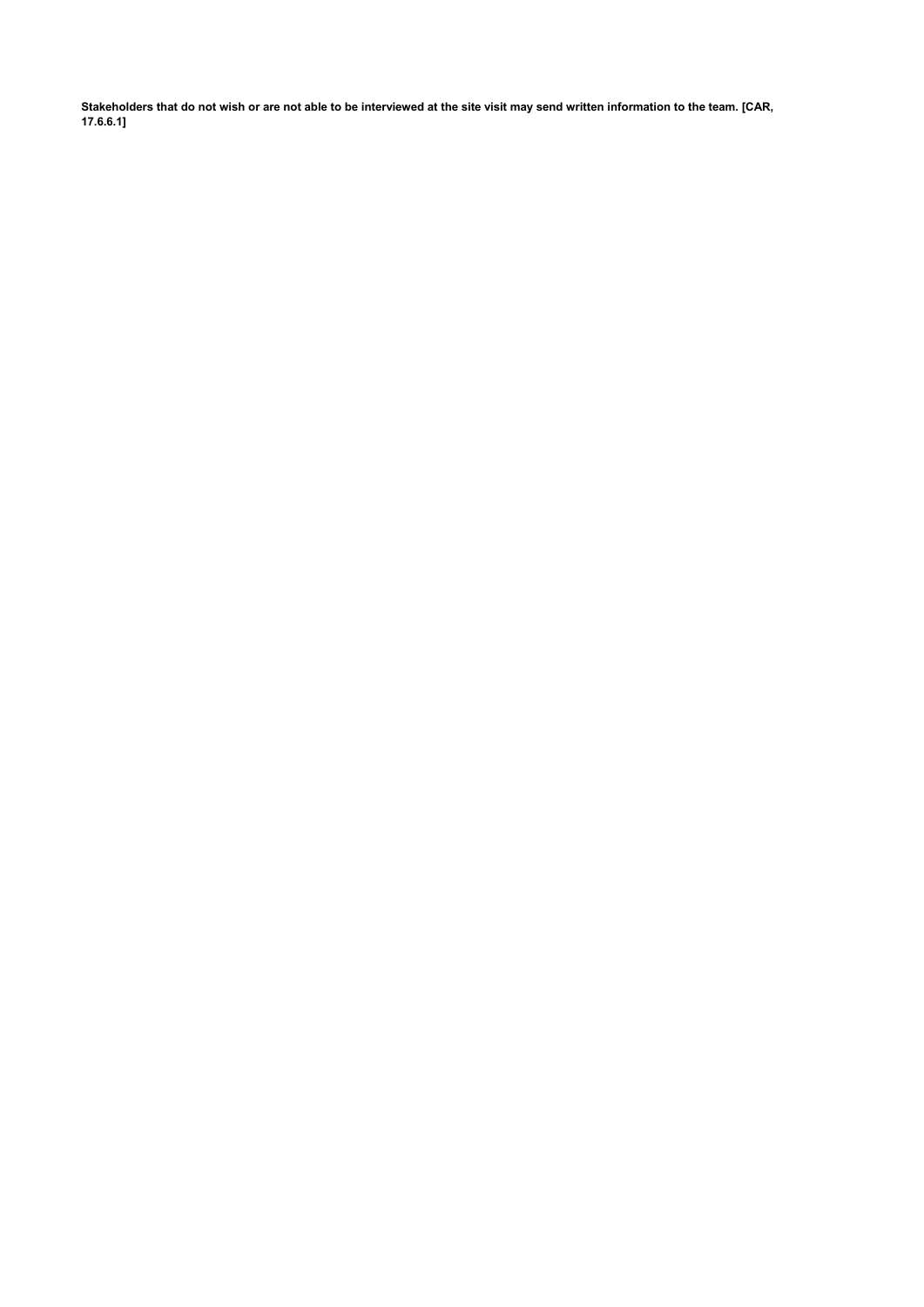**Stakeholders that do not wish or are not able to be interviewed at the site visit may send written information to the team. [CAR, 17.6.6.1]**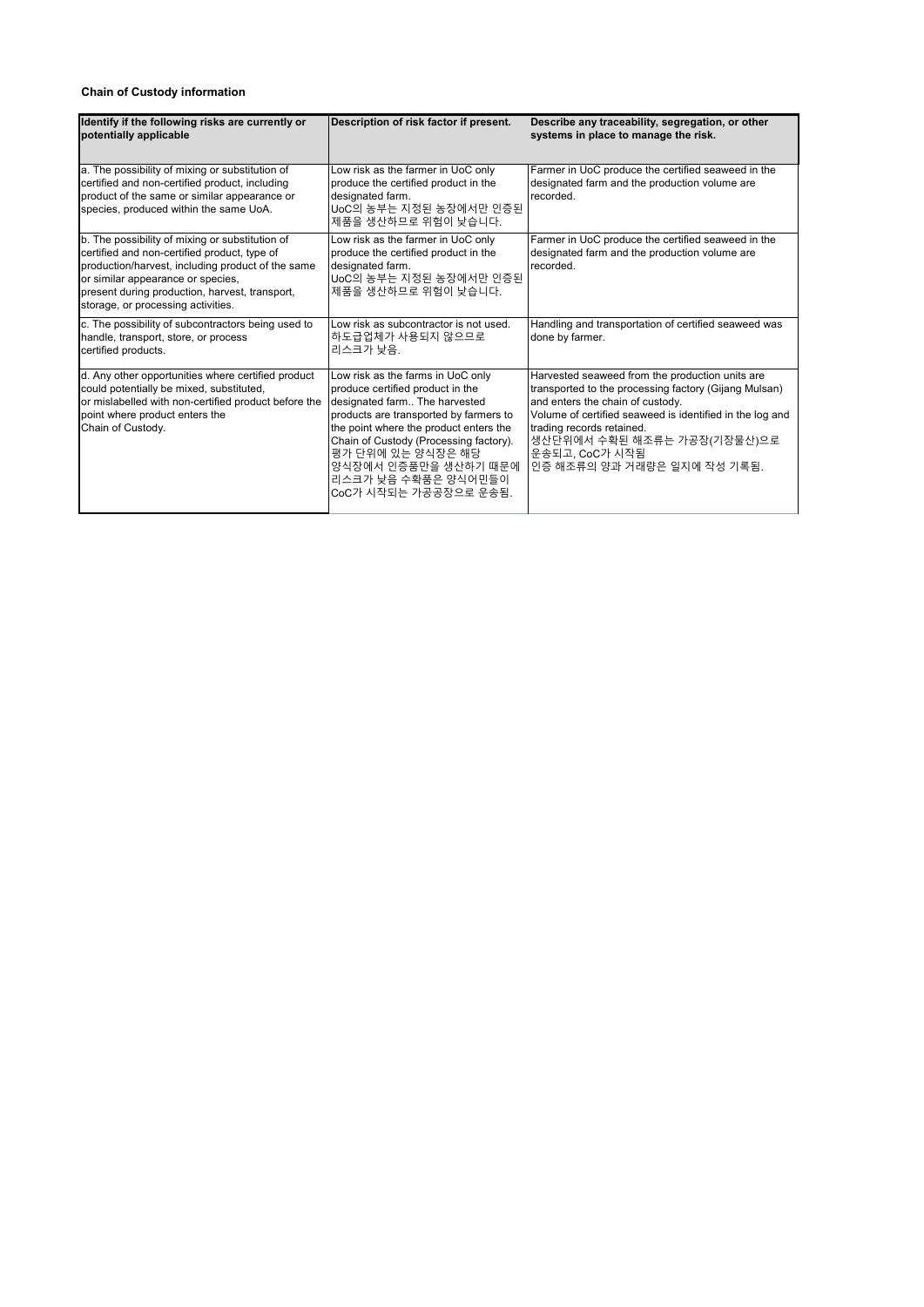**Chain of Custody information**

| Identify if the following risks are currently or potentially applicable | Description of risk factor if present. | Describe any traceability, segregation, or other systems in place to manage the risk. |
|---|---|---|
| a. The possibility of mixing or substitution of certified and non-certified product, including product of the same or similar appearance or species, produced within the same UoA. | Low risk as the farmer in UoC only produce the certified product in the designated farm.<br>UoC의 농부는 지정된 농장에서만 인증된 제품을 생산하므로 위험이 낮습니다. | Farmer in UoC produce the certified seaweed in the designated farm and the production volume are recorded. |
| b. The possibility of mixing or substitution of certified and non-certified product, type of production/harvest, including product of the same or similar appearance or species, present during production, harvest, transport, storage, or processing activities. | Low risk as the farmer in UoC only produce the certified product in the designated farm.<br>UoC의 농부는 지정된 농장에서만 인증된 제품을 생산하므로 위험이 낮습니다. | Farmer in UoC produce the certified seaweed in the designated farm and the production volume are recorded. |
| c. The possibility of subcontractors being used to handle, transport, store, or process certified products. | Low risk as subcontractor is not used.<br>하도급업체가 사용되지 않으므로 리스크가 낮음. | Handling and transportation of certified seaweed was done by farmer. |
| d. Any other opportunities where certified product could potentially be mixed, substituted, or mislabelled with non-certified product before the point where product enters the Chain of Custody. | Low risk as the farms in UoC only produce certified product in the designated farm.. The harvested products are transported by farmers to the point where the product enters the Chain of Custody (Processing factory).<br>평가 단위에 있는 양식장은 해당 양식장에서 인증품만을 생산하기 때문에 리스크가 낮음 수확품은 양식어민들이 CoC가 시작되는 가공공장으로 운송됨. | Harvested seaweed from the production units are transported to the processing factory (Gijang Mulsan) and enters the chain of custody.<br>Volume of certified seaweed is identified in the log and trading records retained.<br>생산단위에서 수확된 해조류는 가공장(기장물산)으로 운송되고, CoC가 시작됨<br>인증 해조류의 양과 거래량은 일지에 작성 기록됨. |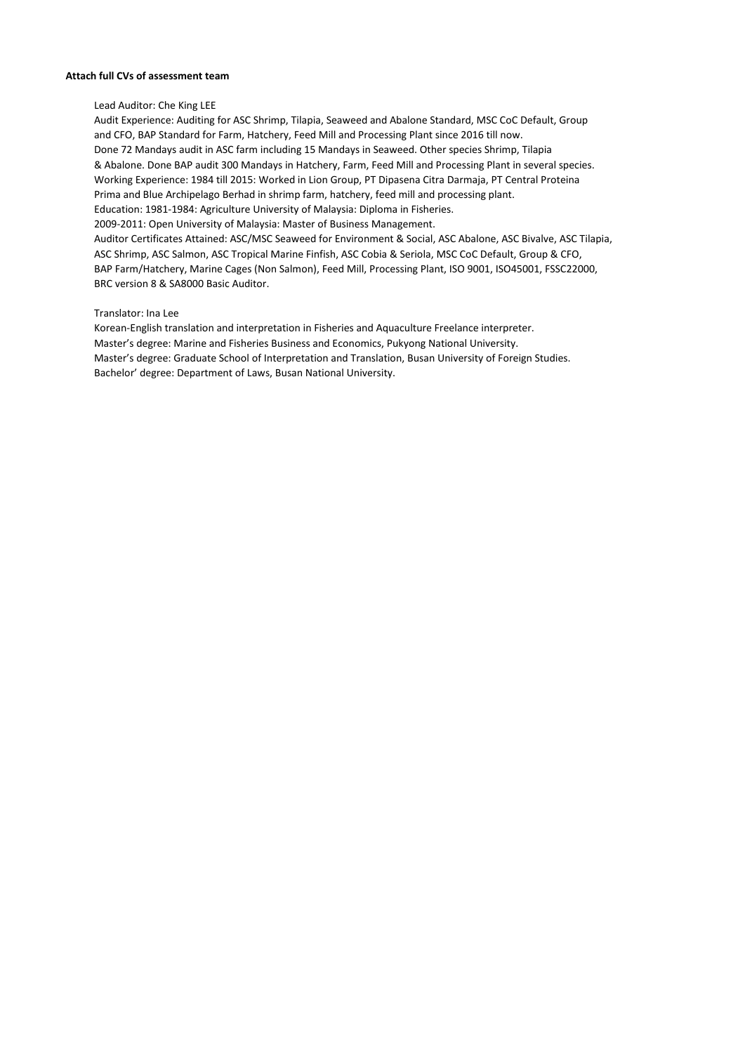**Attach full CVs of assessment team**

Lead Auditor: Che King LEE

Audit Experience: Auditing for ASC Shrimp, Tilapia, Seaweed and Abalone Standard, MSC CoC Default, Group and CFO, BAP Standard for Farm, Hatchery, Feed Mill and Processing Plant since 2016 till now.

Done 72 Mandays audit in ASC farm including 15 Mandays in Seaweed. Other species Shrimp, Tilapia & Abalone. Done BAP audit 300 Mandays in Hatchery, Farm, Feed Mill and Processing Plant in several species.

Working Experience: 1984 till 2015: Worked in Lion Group, PT Dipasena Citra Darmaja, PT Central Proteina Prima and Blue Archipelago Berhad in shrimp farm, hatchery, feed mill and processing plant.

Education: 1981-1984: Agriculture University of Malaysia: Diploma in Fisheries.

2009-2011: Open University of Malaysia: Master of Business Management.

Auditor Certificates Attained: ASC/MSC Seaweed for Environment & Social, ASC Abalone, ASC Bivalve, ASC Tilapia, ASC Shrimp, ASC Salmon, ASC Tropical Marine Finfish, ASC Cobia & Seriola, MSC CoC Default, Group & CFO, BAP Farm/Hatchery, Marine Cages (Non Salmon), Feed Mill, Processing Plant, ISO 9001, ISO45001, FSSC22000, BRC version 8 & SA8000 Basic Auditor.

Translator: Ina Lee

Korean-English translation and interpretation in Fisheries and Aquaculture Freelance interpreter.

Master's degree: Marine and Fisheries Business and Economics, Pukyong National University.

Master's degree: Graduate School of Interpretation and Translation, Busan University of Foreign Studies.

Bachelor' degree: Department of Laws, Busan National University.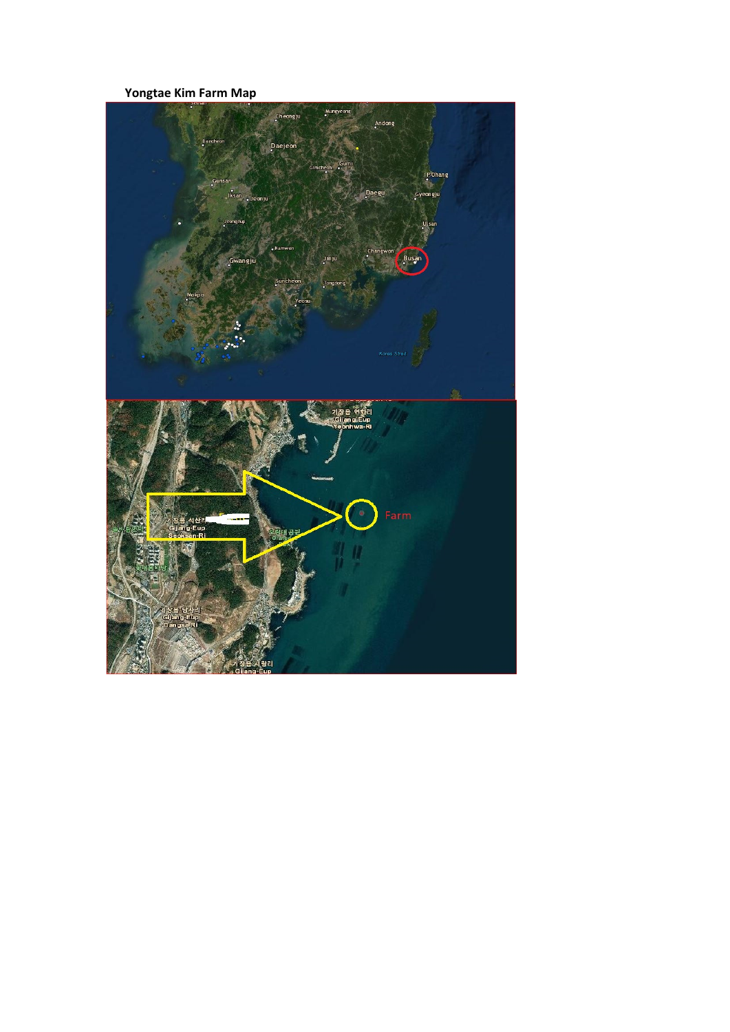**Yongtae Kim Farm Map**